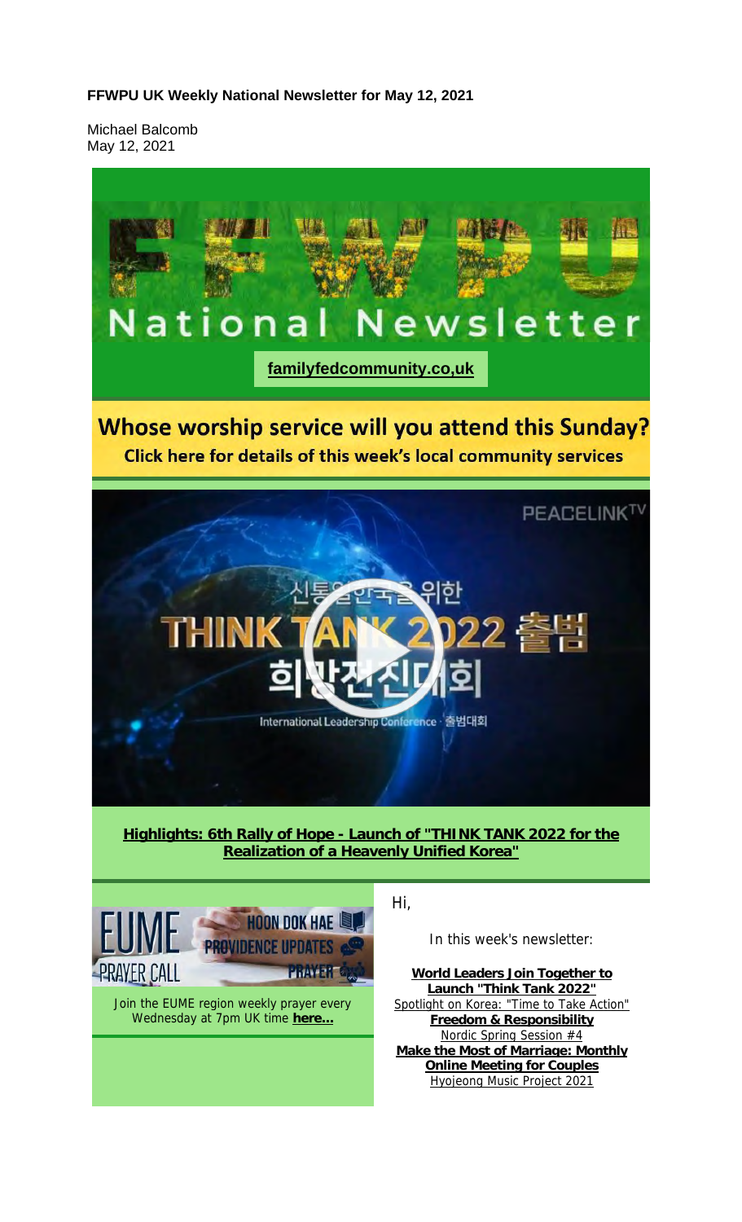**FFWPU UK Weekly National Newsletter for May 12, 2021**

Michael Balcomb
May 12, 2021

# FFWPU National Newsletter

**familyfedcommunity.co,uk**

## Whose worship service will you attend this Sunday?

**Click here for details of this week's local community services**

PEACELINKTV

신통일한국을 위한 THINK TANK 2022 출범 희망전진대회

International Leadership Conference · 출범대회

**Highlights: 6th Rally of Hope - Launch of "THINK TANK 2022 for the Realization of a Heavenly Unified Korea"**

EUME PRAYER CALL — HOON DOK HAE · PROVIDENCE UPDATES · PRAYER

Join the EUME region weekly prayer every Wednesday at 7pm UK time **here...**

Hi,

In this week's newsletter:

**World Leaders Join Together to Launch "Think Tank 2022"**
Spotlight on Korea: "Time to Take Action"
**Freedom & Responsibility**
Nordic Spring Session #4
**Make the Most of Marriage: Monthly Online Meeting for Couples**
Hyojeong Music Project 2021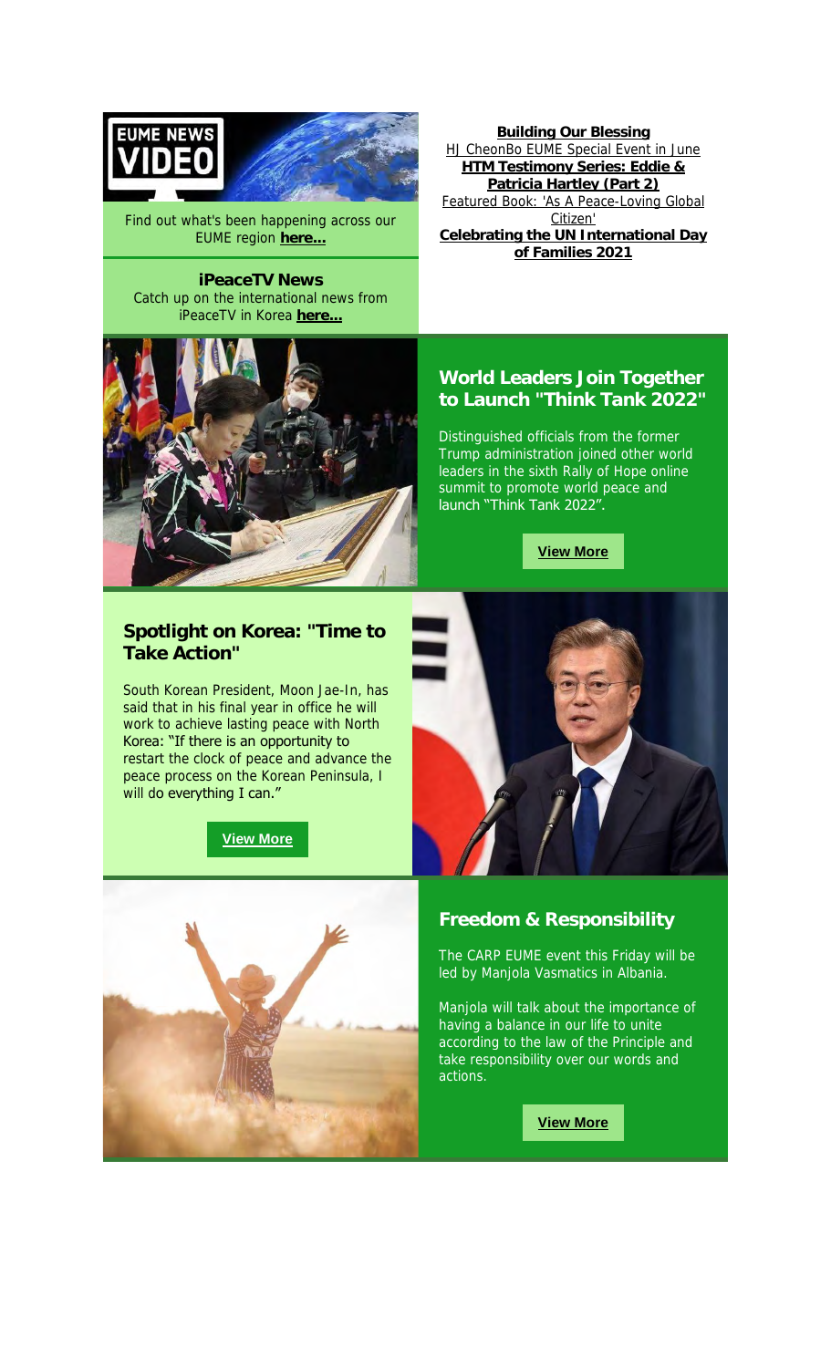Find out what's been happening across our EUME region **here...**

**iPeaceTV News**
Catch up on the international news from iPeaceTV in Korea **here...**

**Building Our Blessing**
HJ CheonBo EUME Special Event in June
**HTM Testimony Series: Eddie & Patricia Hartley (Part 2)**
Featured Book: 'As A Peace-Loving Global Citizen'
**Celebrating the UN International Day of Families 2021**

## World Leaders Join Together to Launch "Think Tank 2022"

Distinguished officials from the former Trump administration joined other world leaders in the sixth Rally of Hope online summit to promote world peace and launch "Think Tank 2022".

**View More**

## Spotlight on Korea: "Time to Take Action"

South Korean President, Moon Jae-In, has said that in his final year in office he will work to achieve lasting peace with North Korea: "If there is an opportunity to restart the clock of peace and advance the peace process on the Korean Peninsula, I will do everything I can."

**View More**

## Freedom & Responsibility

The CARP EUME event this Friday will be led by Manjola Vasmatics in Albania.

Manjola will talk about the importance of having a balance in our life to unite according to the law of the Principle and take responsibility over our words and actions.

**View More**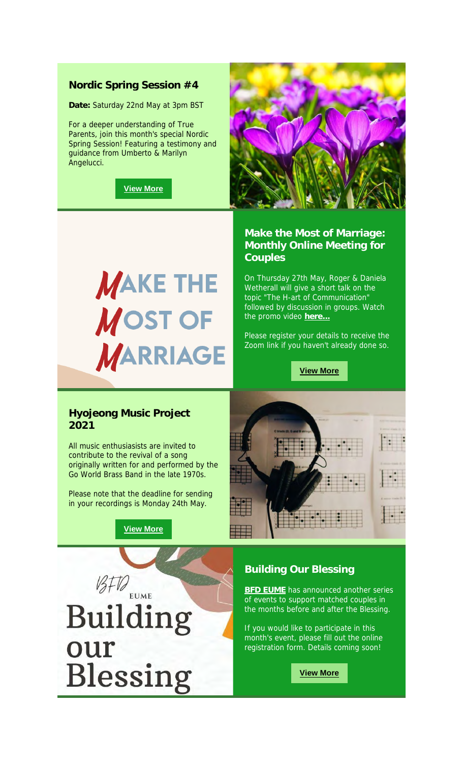## Nordic Spring Session #4

**Date:** Saturday 22nd May at 3pm BST

For a deeper understanding of True Parents, join this month's special Nordic Spring Session! Featuring a testimony and guidance from Umberto & Marilyn Angelucci.

**View More**

MAKE THE MOST OF MARRIAGE

## Make the Most of Marriage: Monthly Online Meeting for Couples

On Thursday 27th May, Roger & Daniela Wetherall will give a short talk on the topic "The H-art of Communication" followed by discussion in groups. Watch the promo video **here...**

Please register your details to receive the Zoom link if you haven't already done so.

**View More**

## Hyojeong Music Project 2021

All music enthusiasists are invited to contribute to the revival of a song originally written for and performed by the Go World Brass Band in the late 1970s.

Please note that the deadline for sending in your recordings is Monday 24th May.

**View More**

BFD EUME Building our Blessing

## Building Our Blessing

**BFD EUME** has announced another series of events to support matched couples in the months before and after the Blessing.

If you would like to participate in this month's event, please fill out the online registration form. Details coming soon!

**View More**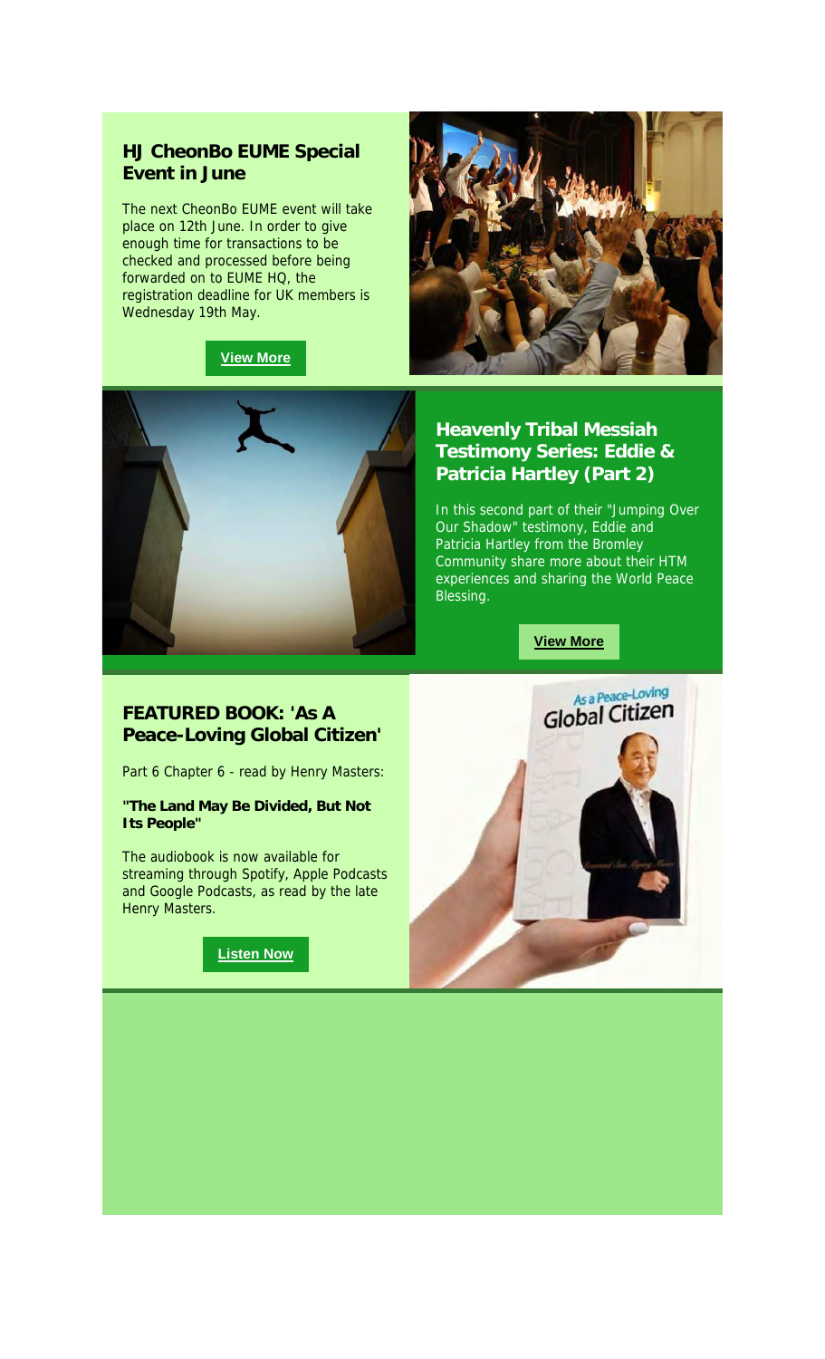## HJ CheonBo EUME Special Event in June

The next CheonBo EUME event will take place on 12th June. In order to give enough time for transactions to be checked and processed before being forwarded on to EUME HQ, the registration deadline for UK members is Wednesday 19th May.

**View More**

## Heavenly Tribal Messiah Testimony Series: Eddie & Patricia Hartley (Part 2)

In this second part of their "Jumping Over Our Shadow" testimony, Eddie and Patricia Hartley from the Bromley Community share more about their HTM experiences and sharing the World Peace Blessing.

**View More**

## FEATURED BOOK: 'As A Peace-Loving Global Citizen'

Part 6 Chapter 6 - read by Henry Masters:

**"The Land May Be Divided, But Not Its People"**

The audiobook is now available for streaming through Spotify, Apple Podcasts and Google Podcasts, as read by the late Henry Masters.

**Listen Now**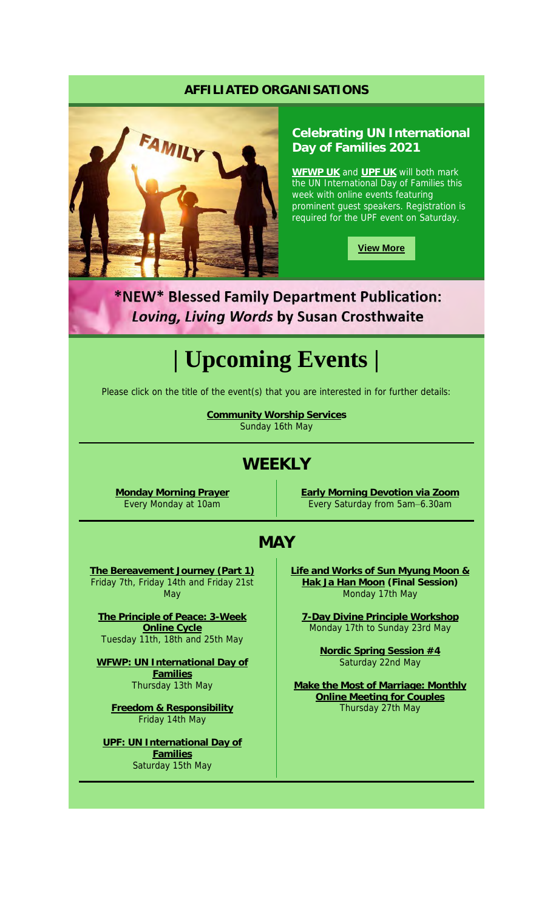## AFFILIATED ORGANISATIONS

### Celebrating UN International Day of Families 2021

**WFWP UK** and **UPF UK** will both mark the UN International Day of Families this week with online events featuring prominent guest speakers. Registration is required for the UPF event on Saturday.

**View More**

## *NEW* Blessed Family Department Publication: *Loving, Living Words* by Susan Crosthwaite

# | Upcoming Events |

Please click on the title of the event(s) that you are interested in for further details:

**Community Worship Services**
Sunday 16th May

## WEEKLY

**Monday Morning Prayer**
Every Monday at 10am

**Early Morning Devotion via Zoom**
Every Saturday from 5am–6.30am

## MAY

**The Bereavement Journey (Part 1)**
Friday 7th, Friday 14th and Friday 21st May

**The Principle of Peace: 3-Week Online Cycle**
Tuesday 11th, 18th and 25th May

**WFWP: UN International Day of Families**
Thursday 13th May

**Freedom & Responsibility**
Friday 14th May

**UPF: UN International Day of Families**
Saturday 15th May

**Life and Works of Sun Myung Moon & Hak Ja Han Moon (Final Session)**
Monday 17th May

**7-Day Divine Principle Workshop**
Monday 17th to Sunday 23rd May

**Nordic Spring Session #4**
Saturday 22nd May

**Make the Most of Marriage: Monthly Online Meeting for Couples**
Thursday 27th May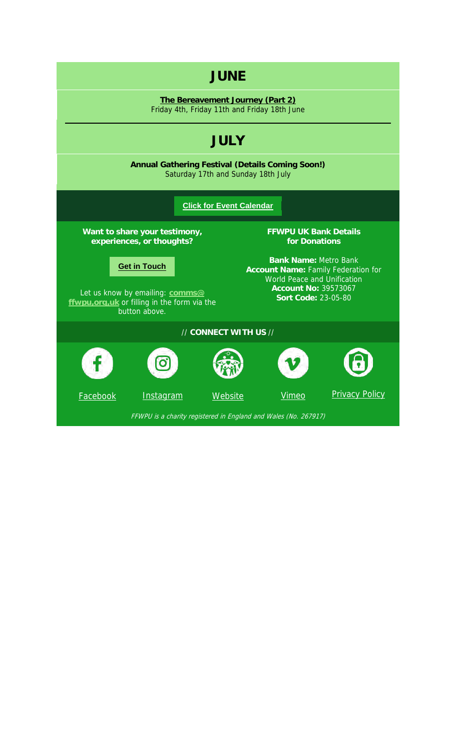# JUNE

**The Bereavement Journey (Part 2)**
Friday 4th, Friday 11th and Friday 18th June

# JULY

**Annual Gathering Festival (Details Coming Soon!)**
Saturday 17th and Sunday 18th July

**Click for Event Calendar**

**Want to share your testimony, experiences, or thoughts?**

**Get in Touch**

Let us know by emailing: **comms@ffwpu.org.uk** or filling in the form via the button above.

**FFWPU UK Bank Details for Donations**

**Bank Name:** Metro Bank
**Account Name:** Family Federation for World Peace and Unification
**Account No:** 39573067
**Sort Code:** 23-05-80

// **CONNECT WITH US** //

Facebook | Instagram | Website | Vimeo | Privacy Policy

*FFWPU is a charity registered in England and Wales (No. 267917)*